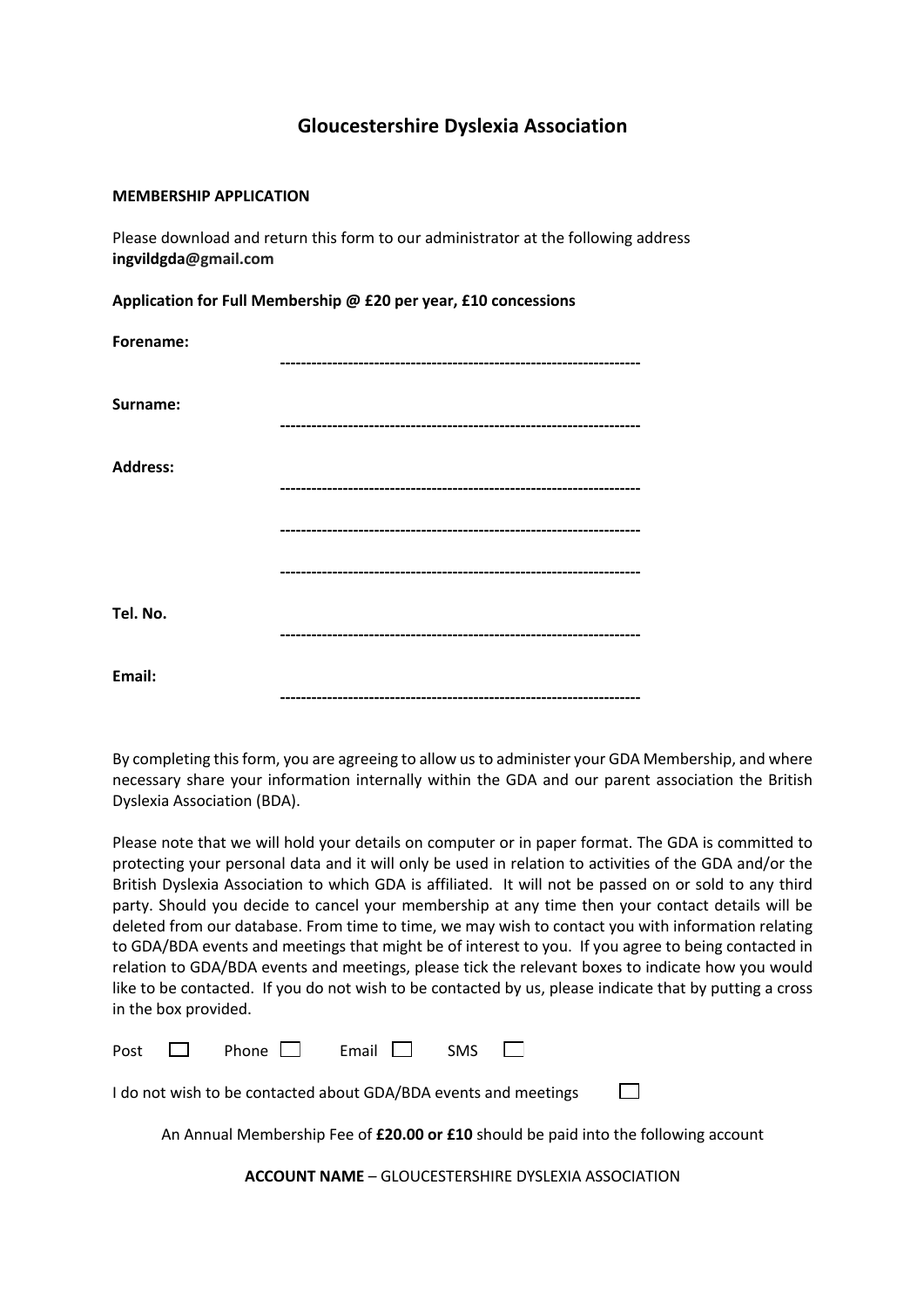# Gloucestershire Dyslexia Association

**MEMBERSHIP APPLICATION**

Please download and return this form to our administrator at the following address **ingvildgda@gmail.com**

**Application for Full Membership @ £20 per year, £10 concessions**

**Forename:** --------------------------------------------------------------------

**Surname:** --------------------------------------------------------------------

**Address:** --------------------------------------------------------------------

--------------------------------------------------------------------

--------------------------------------------------------------------

**Tel. No.** --------------------------------------------------------------------

**Email:** --------------------------------------------------------------------

By completing this form, you are agreeing to allow us to administer your GDA Membership, and where necessary share your information internally within the GDA and our parent association the British Dyslexia Association (BDA).

Please note that we will hold your details on computer or in paper format. The GDA is committed to protecting your personal data and it will only be used in relation to activities of the GDA and/or the British Dyslexia Association to which GDA is affiliated. It will not be passed on or sold to any third party. Should you decide to cancel your membership at any time then your contact details will be deleted from our database. From time to time, we may wish to contact you with information relating to GDA/BDA events and meetings that might be of interest to you. If you agree to being contacted in relation to GDA/BDA events and meetings, please tick the relevant boxes to indicate how you would like to be contacted. If you do not wish to be contacted by us, please indicate that by putting a cross in the box provided.

Post ☐ Phone ☐ Email ☐ SMS ☐

I do not wish to be contacted about GDA/BDA events and meetings ☐

An Annual Membership Fee of **£20.00 or £10** should be paid into the following account

**ACCOUNT NAME** – GLOUCESTERSHIRE DYSLEXIA ASSOCIATION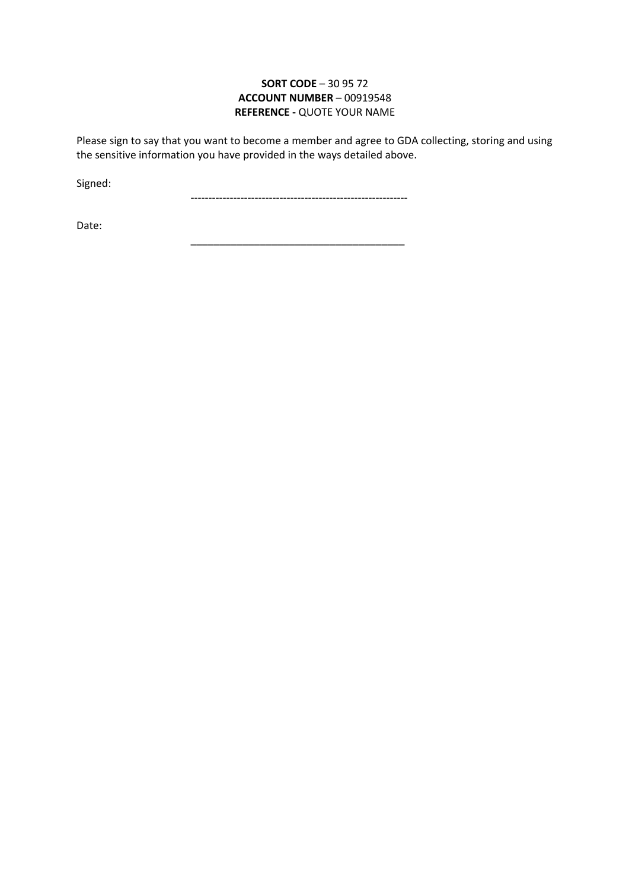**SORT CODE** – 30 95 72
**ACCOUNT NUMBER** – 00919548
**REFERENCE -** QUOTE YOUR NAME

Please sign to say that you want to become a member and agree to GDA collecting, storing and using the sensitive information you have provided in the ways detailed above.

Signed: ------------------------------------------------------------

Date: ________________________________________